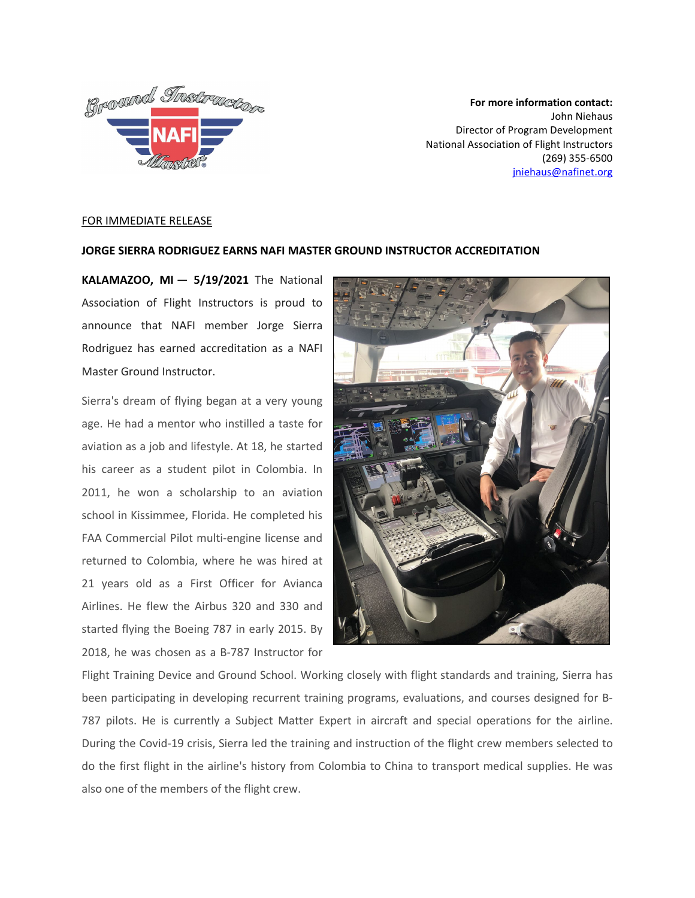**For more information contact:**
John Niehaus
Director of Program Development
National Association of Flight Instructors
(269) 355-6500
jniehaus@nafinet.org

FOR IMMEDIATE RELEASE

**JORGE SIERRA RODRIGUEZ EARNS NAFI MASTER GROUND INSTRUCTOR ACCREDITATION**

**KALAMAZOO, MI — 5/19/2021** The National Association of Flight Instructors is proud to announce that NAFI member Jorge Sierra Rodriguez has earned accreditation as a NAFI Master Ground Instructor.

Sierra's dream of flying began at a very young age. He had a mentor who instilled a taste for aviation as a job and lifestyle. At 18, he started his career as a student pilot in Colombia. In 2011, he won a scholarship to an aviation school in Kissimmee, Florida. He completed his FAA Commercial Pilot multi-engine license and returned to Colombia, where he was hired at 21 years old as a First Officer for Avianca Airlines. He flew the Airbus 320 and 330 and started flying the Boeing 787 in early 2015. By 2018, he was chosen as a B-787 Instructor for Flight Training Device and Ground School. Working closely with flight standards and training, Sierra has been participating in developing recurrent training programs, evaluations, and courses designed for B-787 pilots. He is currently a Subject Matter Expert in aircraft and special operations for the airline. During the Covid-19 crisis, Sierra led the training and instruction of the flight crew members selected to do the first flight in the airline's history from Colombia to China to transport medical supplies. He was also one of the members of the flight crew.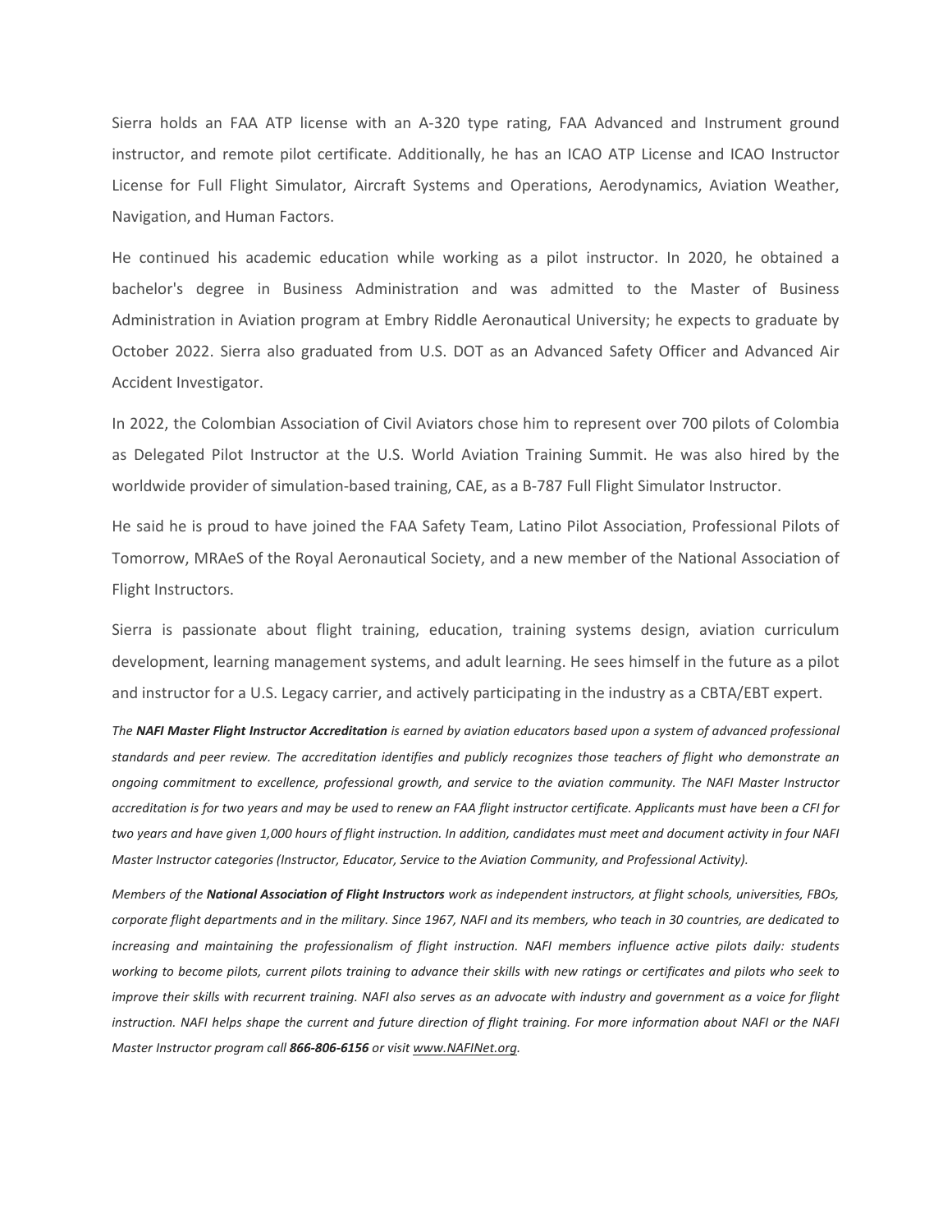Sierra holds an FAA ATP license with an A-320 type rating, FAA Advanced and Instrument ground instructor, and remote pilot certificate. Additionally, he has an ICAO ATP License and ICAO Instructor License for Full Flight Simulator, Aircraft Systems and Operations, Aerodynamics, Aviation Weather, Navigation, and Human Factors.

He continued his academic education while working as a pilot instructor. In 2020, he obtained a bachelor's degree in Business Administration and was admitted to the Master of Business Administration in Aviation program at Embry Riddle Aeronautical University; he expects to graduate by October 2022. Sierra also graduated from U.S. DOT as an Advanced Safety Officer and Advanced Air Accident Investigator.

In 2022, the Colombian Association of Civil Aviators chose him to represent over 700 pilots of Colombia as Delegated Pilot Instructor at the U.S. World Aviation Training Summit. He was also hired by the worldwide provider of simulation-based training, CAE, as a B-787 Full Flight Simulator Instructor.

He said he is proud to have joined the FAA Safety Team, Latino Pilot Association, Professional Pilots of Tomorrow, MRAeS of the Royal Aeronautical Society, and a new member of the National Association of Flight Instructors.

Sierra is passionate about flight training, education, training systems design, aviation curriculum development, learning management systems, and adult learning. He sees himself in the future as a pilot and instructor for a U.S. Legacy carrier, and actively participating in the industry as a CBTA/EBT expert.

*The **NAFI Master Flight Instructor Accreditation** is earned by aviation educators based upon a system of advanced professional standards and peer review. The accreditation identifies and publicly recognizes those teachers of flight who demonstrate an ongoing commitment to excellence, professional growth, and service to the aviation community. The NAFI Master Instructor accreditation is for two years and may be used to renew an FAA flight instructor certificate. Applicants must have been a CFI for two years and have given 1,000 hours of flight instruction. In addition, candidates must meet and document activity in four NAFI Master Instructor categories (Instructor, Educator, Service to the Aviation Community, and Professional Activity).*

*Members of the **National Association of Flight Instructors** work as independent instructors, at flight schools, universities, FBOs, corporate flight departments and in the military. Since 1967, NAFI and its members, who teach in 30 countries, are dedicated to increasing and maintaining the professionalism of flight instruction. NAFI members influence active pilots daily: students working to become pilots, current pilots training to advance their skills with new ratings or certificates and pilots who seek to improve their skills with recurrent training. NAFI also serves as an advocate with industry and government as a voice for flight instruction. NAFI helps shape the current and future direction of flight training. For more information about NAFI or the NAFI Master Instructor program call **866-806-6156** or visit www.NAFINet.org.*